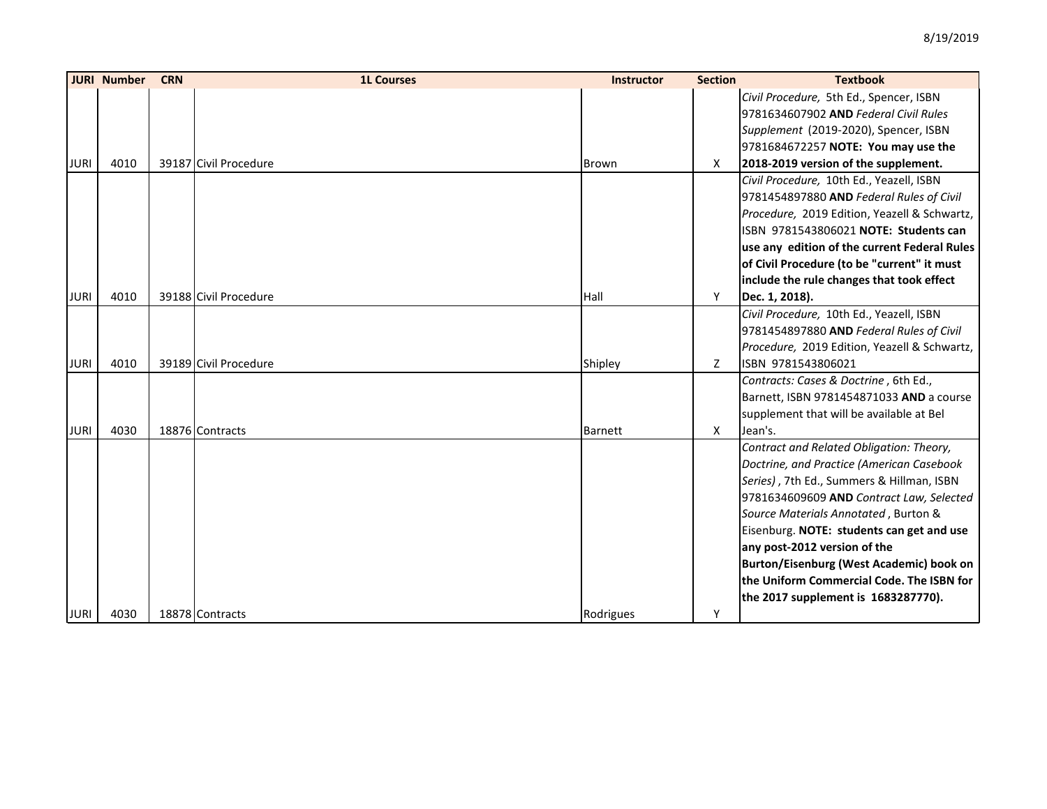8/19/2019

| JURI | Number | CRN | 1L Courses | Instructor | Section | Textbook |
|---|---|---|---|---|---|---|
| JURI | 4010 | 39187 | Civil Procedure | Brown | X | *Civil Procedure,* 5th Ed., Spencer, ISBN 9781634607902 **AND** *Federal Civil Rules Supplement* (2019-2020), Spencer, ISBN 9781684672257 **NOTE: You may use the 2018-2019 version of the supplement.** |
| JURI | 4010 | 39188 | Civil Procedure | Hall | Y | *Civil Procedure,* 10th Ed., Yeazell, ISBN 9781454897880 **AND** *Federal Rules of Civil Procedure,* 2019 Edition, Yeazell & Schwartz, ISBN 9781543806021 **NOTE: Students can use any edition of the current Federal Rules of Civil Procedure (to be "current" it must include the rule changes that took effect Dec. 1, 2018).** |
| JURI | 4010 | 39189 | Civil Procedure | Shipley | Z | *Civil Procedure,* 10th Ed., Yeazell, ISBN 9781454897880 **AND** *Federal Rules of Civil Procedure,* 2019 Edition, Yeazell & Schwartz, ISBN 9781543806021 |
| JURI | 4030 | 18876 | Contracts | Barnett | X | *Contracts: Cases & Doctrine*, 6th Ed., Barnett, ISBN 9781454871033 **AND** a course supplement that will be available at Bel Jean's. |
| JURI | 4030 | 18878 | Contracts | Rodrigues | Y | *Contract and Related Obligation: Theory, Doctrine, and Practice (American Casebook Series)*, 7th Ed., Summers & Hillman, ISBN 9781634609609 **AND** *Contract Law, Selected Source Materials Annotated*, Burton & Eisenburg. **NOTE: students can get and use any post-2012 version of the Burton/Eisenburg (West Academic) book on the Uniform Commercial Code. The ISBN for the 2017 supplement is 1683287770).** |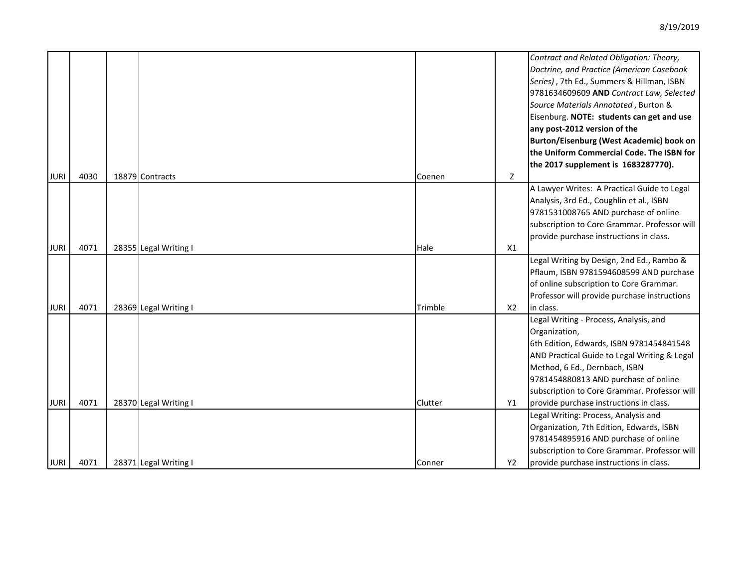| | | | | | | |
|---|---|---|---|---|---|---|
| JURI | 4030 | 18879 | Contracts | Coenen | Z | *Contract and Related Obligation: Theory, Doctrine, and Practice (American Casebook Series)* , 7th Ed., Summers & Hillman, ISBN 9781634609609 **AND** *Contract Law, Selected Source Materials Annotated* , Burton & Eisenburg. **NOTE: students can get and use any post-2012 version of the Burton/Eisenburg (West Academic) book on the Uniform Commercial Code. The ISBN for the 2017 supplement is 1683287770).** |
| JURI | 4071 | 28355 | Legal Writing I | Hale | X1 | A Lawyer Writes: A Practical Guide to Legal Analysis, 3rd Ed., Coughlin et al., ISBN 9781531008765 AND purchase of online subscription to Core Grammar. Professor will provide purchase instructions in class. |
| JURI | 4071 | 28369 | Legal Writing I | Trimble | X2 | Legal Writing by Design, 2nd Ed., Rambo & Pflaum, ISBN 9781594608599 AND purchase of online subscription to Core Grammar. Professor will provide purchase instructions in class. |
| JURI | 4071 | 28370 | Legal Writing I | Clutter | Y1 | Legal Writing - Process, Analysis, and Organization, 6th Edition, Edwards, ISBN 9781454841548 AND Practical Guide to Legal Writing & Legal Method, 6 Ed., Dernbach, ISBN 9781454880813 AND purchase of online subscription to Core Grammar. Professor will provide purchase instructions in class. |
| JURI | 4071 | 28371 | Legal Writing I | Conner | Y2 | Legal Writing: Process, Analysis and Organization, 7th Edition, Edwards, ISBN 9781454895916 AND purchase of online subscription to Core Grammar. Professor will provide purchase instructions in class. |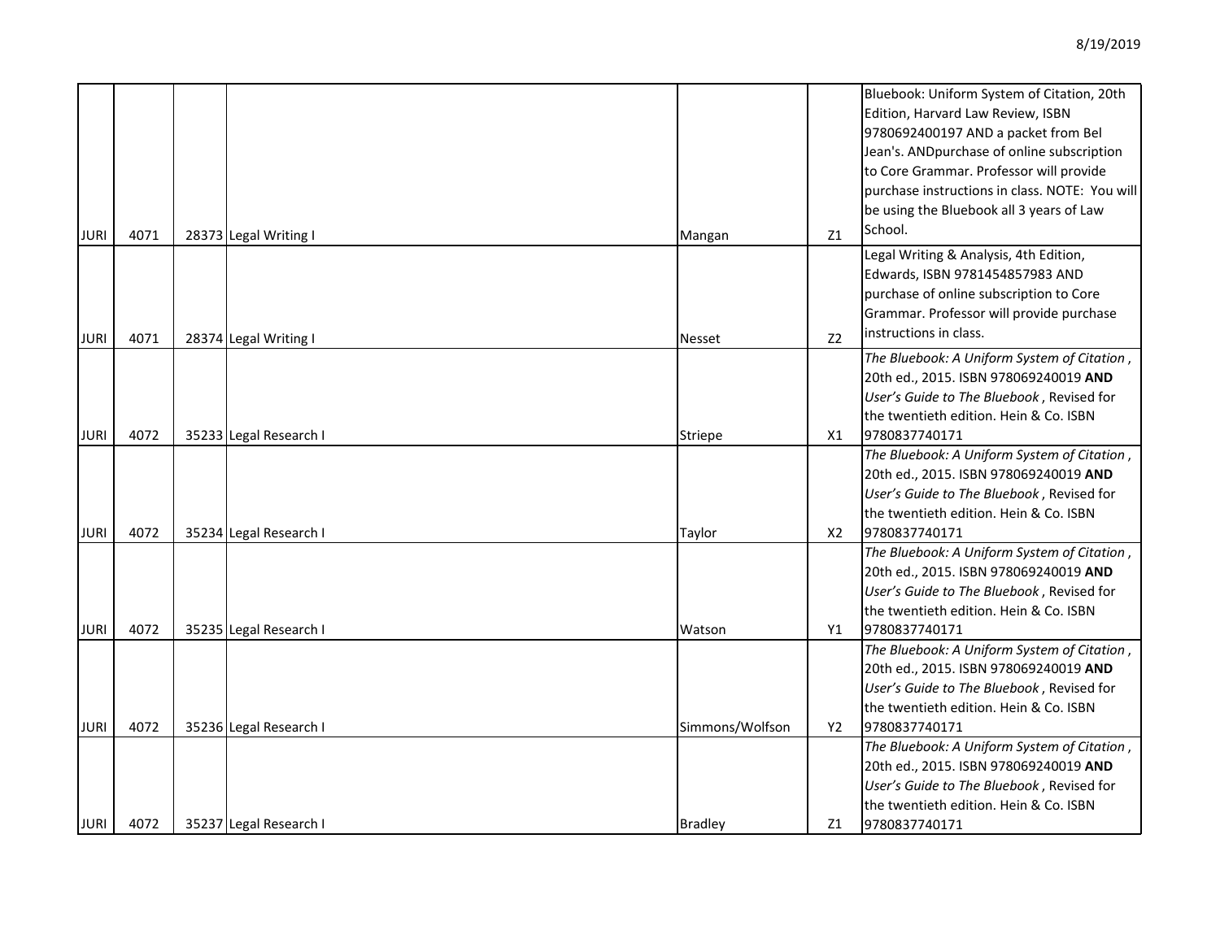| | | | | | | |
|---|---|---|---|---|---|---|
| JURI | 4071 | 28373 | Legal Writing I | Mangan | Z1 | Bluebook: Uniform System of Citation, 20th Edition, Harvard Law Review, ISBN 9780692400197 AND a packet from Bel Jean's. ANDpurchase of online subscription to Core Grammar. Professor will provide purchase instructions in class. NOTE: You will be using the Bluebook all 3 years of Law School. |
| JURI | 4071 | 28374 | Legal Writing I | Nesset | Z2 | Legal Writing & Analysis, 4th Edition, Edwards, ISBN 9781454857983 AND purchase of online subscription to Core Grammar. Professor will provide purchase instructions in class. |
| JURI | 4072 | 35233 | Legal Research I | Striepe | X1 | *The Bluebook: A Uniform System of Citation* , 20th ed., 2015. ISBN 978069240019 **AND** *User's Guide to The Bluebook* , Revised for the twentieth edition. Hein & Co. ISBN 9780837740171 |
| JURI | 4072 | 35234 | Legal Research I | Taylor | X2 | *The Bluebook: A Uniform System of Citation* , 20th ed., 2015. ISBN 978069240019 **AND** *User's Guide to The Bluebook* , Revised for the twentieth edition. Hein & Co. ISBN 9780837740171 |
| JURI | 4072 | 35235 | Legal Research I | Watson | Y1 | *The Bluebook: A Uniform System of Citation* , 20th ed., 2015. ISBN 978069240019 **AND** *User's Guide to The Bluebook* , Revised for the twentieth edition. Hein & Co. ISBN 9780837740171 |
| JURI | 4072 | 35236 | Legal Research I | Simmons/Wolfson | Y2 | *The Bluebook: A Uniform System of Citation* , 20th ed., 2015. ISBN 978069240019 **AND** *User's Guide to The Bluebook* , Revised for the twentieth edition. Hein & Co. ISBN 9780837740171 |
| JURI | 4072 | 35237 | Legal Research I | Bradley | Z1 | *The Bluebook: A Uniform System of Citation* , 20th ed., 2015. ISBN 978069240019 **AND** *User's Guide to The Bluebook* , Revised for the twentieth edition. Hein & Co. ISBN 9780837740171 |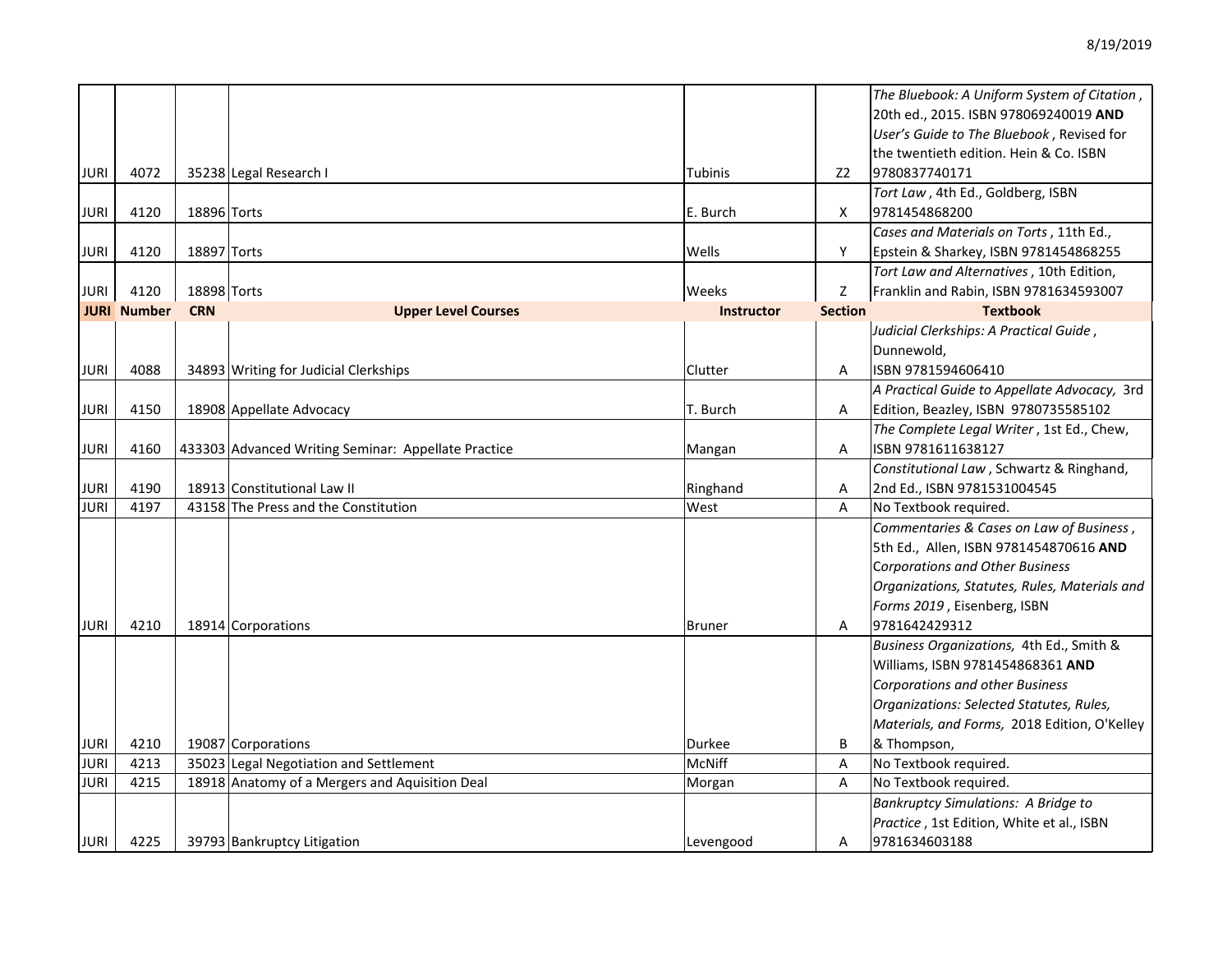| | | | | | | |
|---|---|---|---|---|---|---|
| JURI | 4072 | 35238 | Legal Research I | Tubinis | Z2 | *The Bluebook: A Uniform System of Citation*, 20th ed., 2015. ISBN 978069240019 **AND** *User's Guide to The Bluebook*, Revised for the twentieth edition. Hein & Co. ISBN 9780837740171 |
| JURI | 4120 | 18896 | Torts | E. Burch | X | *Tort Law*, 4th Ed., Goldberg, ISBN 9781454868200 |
| JURI | 4120 | 18897 | Torts | Wells | Y | *Cases and Materials on Torts*, 11th Ed., Epstein & Sharkey, ISBN 9781454868255 |
| JURI | 4120 | 18898 | Torts | Weeks | Z | *Tort Law and Alternatives*, 10th Edition, Franklin and Rabin, ISBN 9781634593007 |
| **JURI** | **Number** | **CRN** | **Upper Level Courses** | **Instructor** | **Section** | **Textbook** |
| JURI | 4088 | 34893 | Writing for Judicial Clerkships | Clutter | A | *Judicial Clerkships: A Practical Guide*, Dunnewold, ISBN 9781594606410 |
| JURI | 4150 | 18908 | Appellate Advocacy | T. Burch | A | *A Practical Guide to Appellate Advocacy,* 3rd Edition, Beazley, ISBN 9780735585102 |
| JURI | 4160 | 433303 | Advanced Writing Seminar: Appellate Practice | Mangan | A | *The Complete Legal Writer*, 1st Ed., Chew, ISBN 9781611638127 |
| JURI | 4190 | 18913 | Constitutional Law II | Ringhand | A | *Constitutional Law*, Schwartz & Ringhand, 2nd Ed., ISBN 9781531004545 |
| JURI | 4197 | 43158 | The Press and the Constitution | West | A | No Textbook required. |
| JURI | 4210 | 18914 | Corporations | Bruner | A | *Commentaries & Cases on Law of Business*, 5th Ed., Allen, ISBN 9781454870616 **AND** *Corporations and Other Business Organizations, Statutes, Rules, Materials and Forms 2019*, Eisenberg, ISBN 9781642429312 |
| JURI | 4210 | 19087 | Corporations | Durkee | B | *Business Organizations,* 4th Ed., Smith & Williams, ISBN 9781454868361 **AND** *Corporations and other Business Organizations: Selected Statutes, Rules, Materials, and Forms,* 2018 Edition, O'Kelley & Thompson, |
| JURI | 4213 | 35023 | Legal Negotiation and Settlement | McNiff | A | No Textbook required. |
| JURI | 4215 | 18918 | Anatomy of a Mergers and Aquisition Deal | Morgan | A | No Textbook required. |
| JURI | 4225 | 39793 | Bankruptcy Litigation | Levengood | A | *Bankruptcy Simulations: A Bridge to Practice*, 1st Edition, White et al., ISBN 9781634603188 |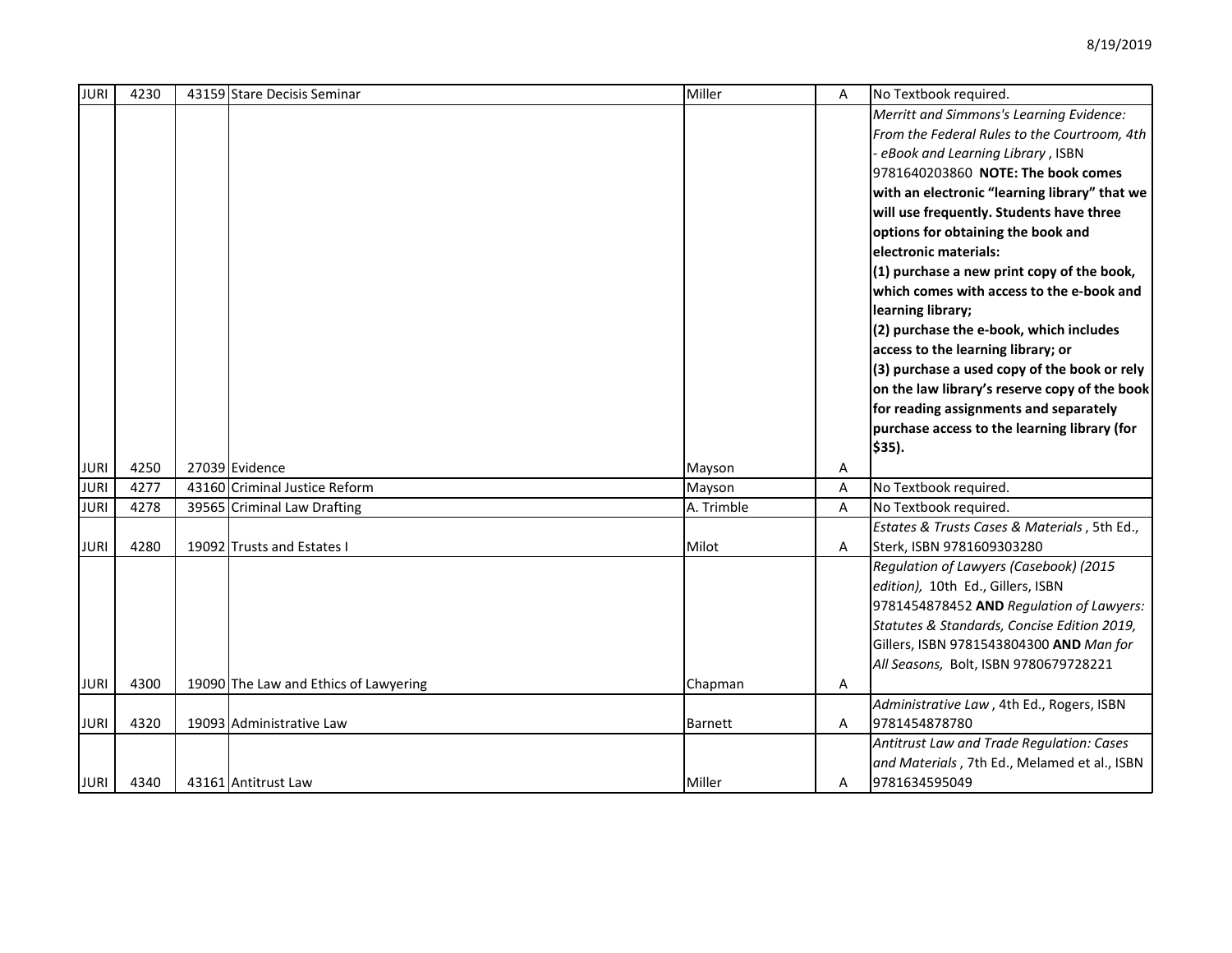| JURI | 4230 | 43159 | Stare Decisis Seminar | Miller | A | No Textbook required. |
|---|---|---|---|---|---|---|
| JURI | 4250 | 27039 | Evidence | Mayson | A | *Merritt and Simmons's Learning Evidence: From the Federal Rules to the Courtroom, 4th - eBook and Learning Library*, ISBN 9781640203860 **NOTE: The book comes with an electronic "learning library" that we will use frequently. Students have three options for obtaining the book and electronic materials: (1) purchase a new print copy of the book, which comes with access to the e-book and learning library; (2) purchase the e-book, which includes access to the learning library; or (3) purchase a used copy of the book or rely on the law library's reserve copy of the book for reading assignments and separately purchase access to the learning library (for $35).** |
| JURI | 4277 | 43160 | Criminal Justice Reform | Mayson | A | No Textbook required. |
| JURI | 4278 | 39565 | Criminal Law Drafting | A. Trimble | A | No Textbook required. |
| JURI | 4280 | 19092 | Trusts and Estates I | Milot | A | *Estates & Trusts Cases & Materials*, 5th Ed., Sterk, ISBN 9781609303280 |
| JURI | 4300 | 19090 | The Law and Ethics of Lawyering | Chapman | A | *Regulation of Lawyers (Casebook) (2015 edition),* 10th Ed., Gillers, ISBN 9781454878452 **AND** *Regulation of Lawyers: Statutes & Standards, Concise Edition 2019,* Gillers, ISBN 9781543804300 **AND** *Man for All Seasons,* Bolt, ISBN 9780679728221 |
| JURI | 4320 | 19093 | Administrative Law | Barnett | A | *Administrative Law*, 4th Ed., Rogers, ISBN 9781454878780 |
| JURI | 4340 | 43161 | Antitrust Law | Miller | A | *Antitrust Law and Trade Regulation: Cases and Materials*, 7th Ed., Melamed et al., ISBN 9781634595049 |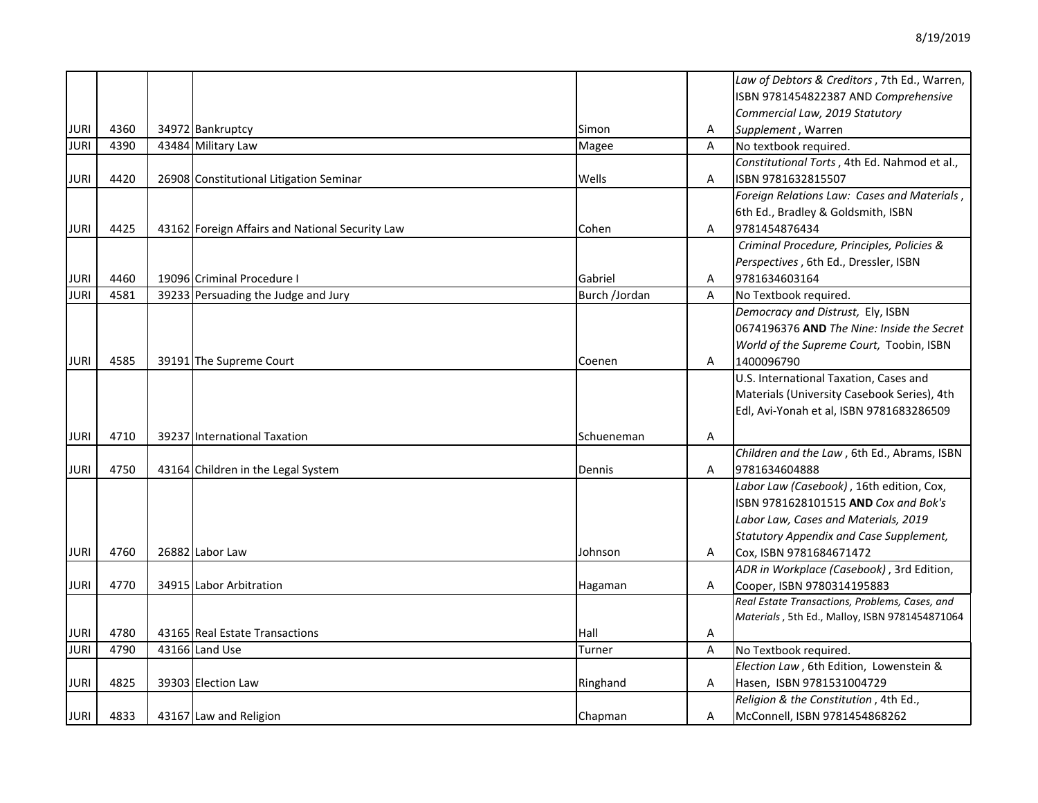| | | | | | | |
|---|---|---|---|---|---|---|
| JURI | 4360 | 34972 | Bankruptcy | Simon | A | *Law of Debtors & Creditors* , 7th Ed., Warren, ISBN 9781454822387 AND *Comprehensive Commercial Law, 2019 Statutory Supplement* , Warren |
| JURI | 4390 | 43484 | Military Law | Magee | A | No textbook required. |
| JURI | 4420 | 26908 | Constitutional Litigation Seminar | Wells | A | *Constitutional Torts* , 4th Ed. Nahmod et al., ISBN 9781632815507 |
| JURI | 4425 | 43162 | Foreign Affairs and National Security Law | Cohen | A | *Foreign Relations Law: Cases and Materials* , 6th Ed., Bradley & Goldsmith, ISBN 9781454876434 |
| JURI | 4460 | 19096 | Criminal Procedure I | Gabriel | A | *Criminal Procedure, Principles, Policies & Perspectives* , 6th Ed., Dressler, ISBN 9781634603164 |
| JURI | 4581 | 39233 | Persuading the Judge and Jury | Burch /Jordan | A | No Textbook required. |
| JURI | 4585 | 39191 | The Supreme Court | Coenen | A | *Democracy and Distrust,* Ely, ISBN 0674196376 **AND** *The Nine: Inside the Secret World of the Supreme Court,* Toobin, ISBN 1400096790 |
| JURI | 4710 | 39237 | International Taxation | Schueneman | A | U.S. International Taxation, Cases and Materials (University Casebook Series), 4th Edl, Avi-Yonah et al, ISBN 9781683286509 |
| JURI | 4750 | 43164 | Children in the Legal System | Dennis | A | *Children and the Law* , 6th Ed., Abrams, ISBN 9781634604888 |
| JURI | 4760 | 26882 | Labor Law | Johnson | A | *Labor Law (Casebook)* , 16th edition, Cox, ISBN 9781628101515 **AND** *Cox and Bok's Labor Law, Cases and Materials, 2019 Statutory Appendix and Case Supplement,* Cox, ISBN 9781684671472 |
| JURI | 4770 | 34915 | Labor Arbitration | Hagaman | A | *ADR in Workplace (Casebook)* , 3rd Edition, Cooper, ISBN 9780314195883 |
| JURI | 4780 | 43165 | Real Estate Transactions | Hall | A | *Real Estate Transactions, Problems, Cases, and Materials* , 5th Ed., Malloy, ISBN 9781454871064 |
| JURI | 4790 | 43166 | Land Use | Turner | A | No Textbook required. |
| JURI | 4825 | 39303 | Election Law | Ringhand | A | *Election Law* , 6th Edition, Lowenstein & Hasen, ISBN 9781531004729 |
| JURI | 4833 | 43167 | Law and Religion | Chapman | A | *Religion & the Constitution* , 4th Ed., McConnell, ISBN 9781454868262 |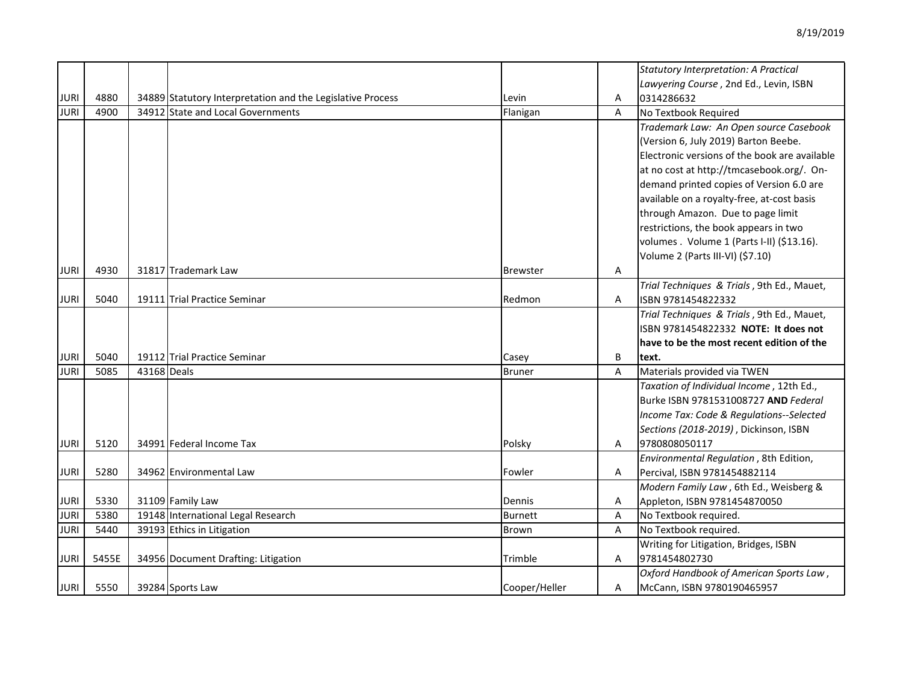| JURI | 4880 | 34889 | Statutory Interpretation and the Legislative Process | Levin | A | *Statutory Interpretation: A Practical Lawyering Course* , 2nd Ed., Levin, ISBN 0314286632 |
|---|---|---|---|---|---|---|
| JURI | 4900 | 34912 | State and Local Governments | Flanigan | A | No Textbook Required |
| JURI | 4930 | 31817 | Trademark Law | Brewster | A | *Trademark Law: An Open source Casebook* (Version 6, July 2019) Barton Beebe. Electronic versions of the book are available at no cost at http://tmcasebook.org/. On-demand printed copies of Version 6.0 are available on a royalty-free, at-cost basis through Amazon. Due to page limit restrictions, the book appears in two volumes . Volume 1 (Parts I-II) ($13.16). Volume 2 (Parts III-VI) ($7.10) |
| JURI | 5040 | 19111 | Trial Practice Seminar | Redmon | A | *Trial Techniques & Trials* , 9th Ed., Mauet, ISBN 9781454822332 |
| JURI | 5040 | 19112 | Trial Practice Seminar | Casey | B | *Trial Techniques & Trials* , 9th Ed., Mauet, ISBN 9781454822332 **NOTE: It does not have to be the most recent edition of the text.** |
| JURI | 5085 | 43168 | Deals | Bruner | A | Materials provided via TWEN |
| JURI | 5120 | 34991 | Federal Income Tax | Polsky | A | *Taxation of Individual Income* , 12th Ed., Burke ISBN 9781531008727 **AND** *Federal Income Tax: Code & Regulations--Selected Sections (2018-2019)* , Dickinson, ISBN 9780808050117 |
| JURI | 5280 | 34962 | Environmental Law | Fowler | A | *Environmental Regulation* , 8th Edition, Percival, ISBN 9781454882114 |
| JURI | 5330 | 31109 | Family Law | Dennis | A | *Modern Family Law* , 6th Ed., Weisberg & Appleton, ISBN 9781454870050 |
| JURI | 5380 | 19148 | International Legal Research | Burnett | A | No Textbook required. |
| JURI | 5440 | 39193 | Ethics in Litigation | Brown | A | No Textbook required. |
| JURI | 5455E | 34956 | Document Drafting: Litigation | Trimble | A | Writing for Litigation, Bridges, ISBN 9781454802730 |
| JURI | 5550 | 39284 | Sports Law | Cooper/Heller | A | *Oxford Handbook of American Sports Law* , McCann, ISBN 9780190465957 |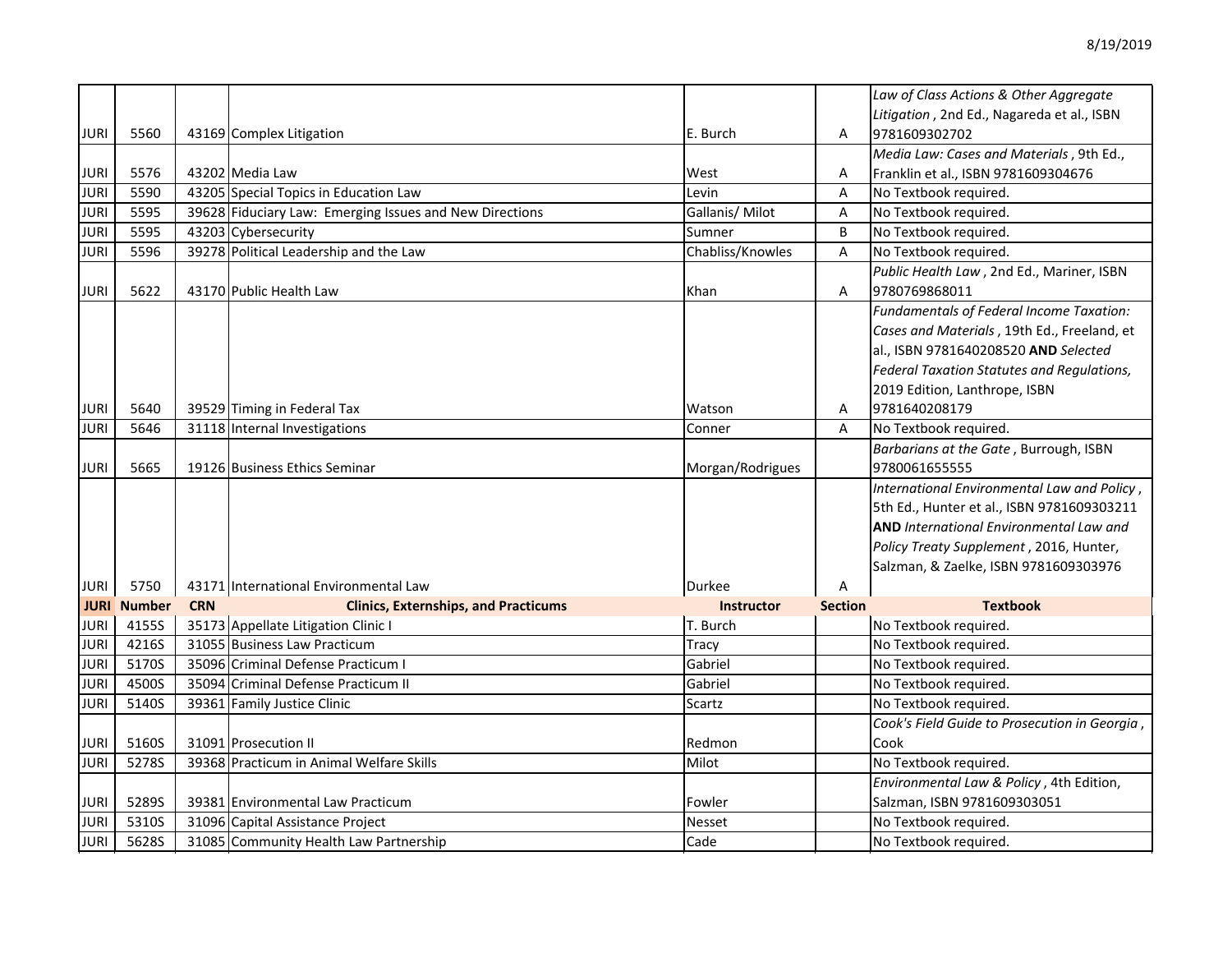| JURI | Number | CRN | Course | Instructor | Section | Textbook |
|---|---|---|---|---|---|---|
| JURI | 5560 | 43169 | Complex Litigation | E. Burch | A | *Law of Class Actions & Other Aggregate Litigation*, 2nd Ed., Nagareda et al., ISBN 9781609302702 |
| JURI | 5576 | 43202 | Media Law | West | A | *Media Law: Cases and Materials*, 9th Ed., Franklin et al., ISBN 9781609304676 |
| JURI | 5590 | 43205 | Special Topics in Education Law | Levin | A | No Textbook required. |
| JURI | 5595 | 39628 | Fiduciary Law: Emerging Issues and New Directions | Gallanis/ Milot | A | No Textbook required. |
| JURI | 5595 | 43203 | Cybersecurity | Sumner | B | No Textbook required. |
| JURI | 5596 | 39278 | Political Leadership and the Law | Chabliss/Knowles | A | No Textbook required. |
| JURI | 5622 | 43170 | Public Health Law | Khan | A | *Public Health Law*, 2nd Ed., Mariner, ISBN 9780769868011 |
| JURI | 5640 | 39529 | Timing in Federal Tax | Watson | A | *Fundamentals of Federal Income Taxation: Cases and Materials*, 19th Ed., Freeland, et al., ISBN 9781640208520 **AND** *Selected Federal Taxation Statutes and Regulations,* 2019 Edition, Lanthrope, ISBN 9781640208179 |
| JURI | 5646 | 31118 | Internal Investigations | Conner | A | No Textbook required. |
| JURI | 5665 | 19126 | Business Ethics Seminar | Morgan/Rodrigues | | *Barbarians at the Gate*, Burrough, ISBN 9780061655555 |
| JURI | 5750 | 43171 | International Environmental Law | Durkee | A | *International Environmental Law and Policy*, 5th Ed., Hunter et al., ISBN 9781609303211 **AND** *International Environmental Law and Policy Treaty Supplement*, 2016, Hunter, Salzman, & Zaelke, ISBN 9781609303976 |
| **JURI** | **Number** | **CRN** | **Clinics, Externships, and Practicums** | **Instructor** | **Section** | **Textbook** |
| JURI | 4155S | 35173 | Appellate Litigation Clinic I | T. Burch | | No Textbook required. |
| JURI | 4216S | 31055 | Business Law Practicum | Tracy | | No Textbook required. |
| JURI | 5170S | 35096 | Criminal Defense Practicum I | Gabriel | | No Textbook required. |
| JURI | 4500S | 35094 | Criminal Defense Practicum II | Gabriel | | No Textbook required. |
| JURI | 5140S | 39361 | Family Justice Clinic | Scartz | | No Textbook required. |
| JURI | 5160S | 31091 | Prosecution II | Redmon | | *Cook's Field Guide to Prosecution in Georgia*, Cook |
| JURI | 5278S | 39368 | Practicum in Animal Welfare Skills | Milot | | No Textbook required. |
| JURI | 5289S | 39381 | Environmental Law Practicum | Fowler | | *Environmental Law & Policy*, 4th Edition, Salzman, ISBN 9781609303051 |
| JURI | 5310S | 31096 | Capital Assistance Project | Nesset | | No Textbook required. |
| JURI | 5628S | 31085 | Community Health Law Partnership | Cade | | No Textbook required. |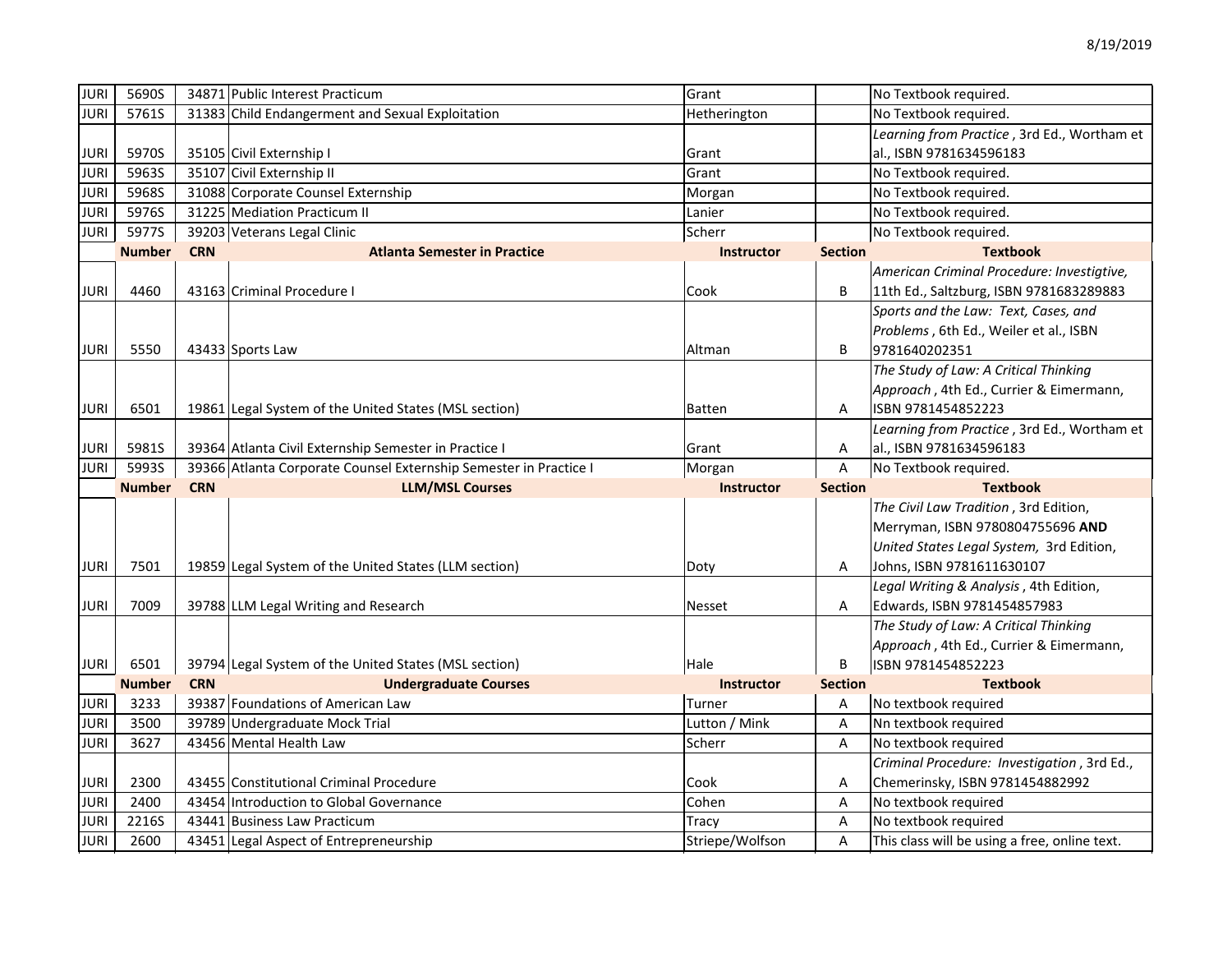8/19/2019

| | | | | | | |
|---|---|---|---|---|---|---|
| JURI | 5690S | 34871 | Public Interest Practicum | Grant | | No Textbook required. |
| JURI | 5761S | 31383 | Child Endangerment and Sexual Exploitation | Hetherington | | No Textbook required. |
| JURI | 5970S | 35105 | Civil Externship I | Grant | | *Learning from Practice* , 3rd Ed., Wortham et al., ISBN 9781634596183 |
| JURI | 5963S | 35107 | Civil Externship II | Grant | | No Textbook required. |
| JURI | 5968S | 31088 | Corporate Counsel Externship | Morgan | | No Textbook required. |
| JURI | 5976S | 31225 | Mediation Practicum II | Lanier | | No Textbook required. |
| JURI | 5977S | 39203 | Veterans Legal Clinic | Scherr | | No Textbook required. |
| | **Number** | **CRN** | **Atlanta Semester in Practice** | **Instructor** | **Section** | **Textbook** |
| JURI | 4460 | 43163 | Criminal Procedure I | Cook | B | *American Criminal Procedure: Investigtive,* 11th Ed., Saltzburg, ISBN 9781683289883 |
| JURI | 5550 | 43433 | Sports Law | Altman | B | *Sports and the Law: Text, Cases, and Problems* , 6th Ed., Weiler et al., ISBN 9781640202351 |
| JURI | 6501 | 19861 | Legal System of the United States (MSL section) | Batten | A | *The Study of Law: A Critical Thinking Approach* , 4th Ed., Currier & Eimermann, ISBN 9781454852223 |
| JURI | 5981S | 39364 | Atlanta Civil Externship Semester in Practice I | Grant | A | *Learning from Practice* , 3rd Ed., Wortham et al., ISBN 9781634596183 |
| JURI | 5993S | 39366 | Atlanta Corporate Counsel Externship Semester in Practice I | Morgan | A | No Textbook required. |
| | **Number** | **CRN** | **LLM/MSL Courses** | **Instructor** | **Section** | **Textbook** |
| JURI | 7501 | 19859 | Legal System of the United States (LLM section) | Doty | A | *The Civil Law Tradition* , 3rd Edition, Merryman, ISBN 9780804755696 **AND** *United States Legal System,* 3rd Edition, Johns, ISBN 9781611630107 |
| JURI | 7009 | 39788 | LLM Legal Writing and Research | Nesset | A | *Legal Writing & Analysis* , 4th Edition, Edwards, ISBN 9781454857983 |
| JURI | 6501 | 39794 | Legal System of the United States (MSL section) | Hale | B | *The Study of Law: A Critical Thinking Approach* , 4th Ed., Currier & Eimermann, ISBN 9781454852223 |
| | **Number** | **CRN** | **Undergraduate Courses** | **Instructor** | **Section** | **Textbook** |
| JURI | 3233 | 39387 | Foundations of American Law | Turner | A | No textbook required |
| JURI | 3500 | 39789 | Undergraduate Mock Trial | Lutton / Mink | A | Nn textbook required |
| JURI | 3627 | 43456 | Mental Health Law | Scherr | A | No textbook required |
| JURI | 2300 | 43455 | Constitutional Criminal Procedure | Cook | A | *Criminal Procedure: Investigation* , 3rd Ed., Chemerinsky, ISBN 9781454882992 |
| JURI | 2400 | 43454 | Introduction to Global Governance | Cohen | A | No textbook required |
| JURI | 2216S | 43441 | Business Law Practicum | Tracy | A | No textbook required |
| JURI | 2600 | 43451 | Legal Aspect of Entrepreneurship | Striepe/Wolfson | A | This class will be using a free, online text. |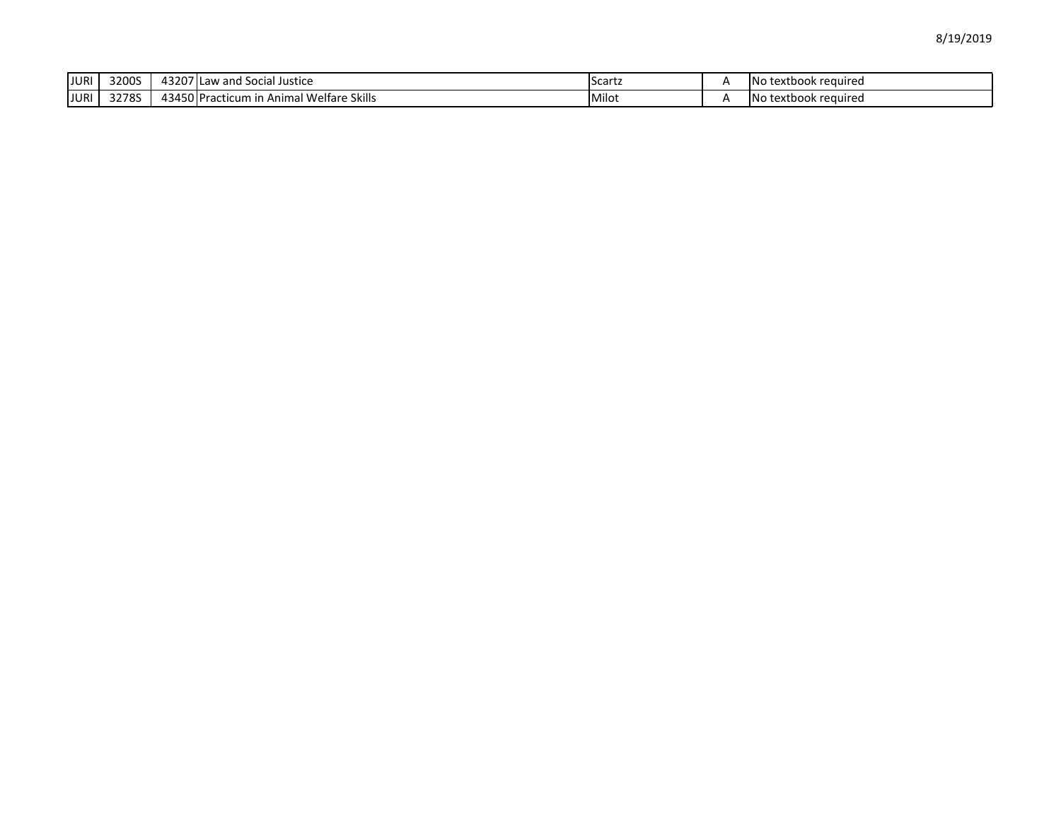| | | | | | | |
|---|---|---|---|---|---|---|
| JURI | 3200S | 43207 | Law and Social Justice | Scartz | A | No textbook required |
| JURI | 3278S | 43450 | Practicum in Animal Welfare Skills | Milot | A | No textbook required |